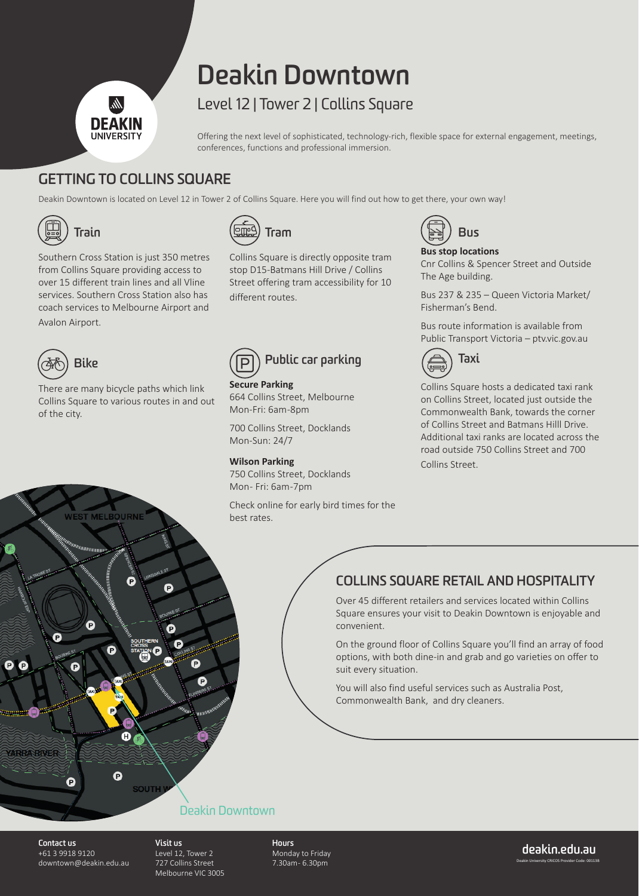# Deakin Downtown

## Level 12 | Tower 2 | Collins Square

Offering the next level of sophisticated, technology-rich, flexible space for external engagement, meetings, conferences, functions and professional immersion.

## GETTING TO COLLINS SQUARE

Deakin Downtown is located on Level 12 in Tower 2 of Collins Square. Here you will find out how to get there, your own way!

### Train

Southern Cross Station is just 350 metres from Collins Square providing access to over 15 different train lines and all Vline services. Southern Cross Station also has coach services to Melbourne Airport and Avalon Airport.

### Tram

Collins Square is directly opposite tram stop D15-Batmans Hill Drive / Collins Street offering tram accessibility for 10 different routes.

### Bus

**Bus stop locations**
Cnr Collins & Spencer Street and Outside The Age building.

Bus 237 & 235 – Queen Victoria Market/ Fisherman's Bend.

Bus route information is available from Public Transport Victoria – ptv.vic.gov.au

### Bike

There are many bicycle paths which link Collins Square to various routes in and out of the city.

### Public car parking

**Secure Parking**
664 Collins Street, Melbourne
Mon-Fri: 6am-8pm

700 Collins Street, Docklands
Mon-Sun: 24/7

**Wilson Parking**
750 Collins Street, Docklands
Mon- Fri: 6am-7pm

Check online for early bird times for the best rates.

### Taxi

Collins Square hosts a dedicated taxi rank on Collins Street, located just outside the Commonwealth Bank, towards the corner of Collins Street and Batmans Hilll Drive. Additional taxi ranks are located across the road outside 750 Collins Street and 700 Collins Street.

## COLLINS SQUARE RETAIL AND HOSPITALITY

Over 45 different retailers and services located within Collins Square ensures your visit to Deakin Downtown is enjoyable and convenient.

On the ground floor of Collins Square you'll find an array of food options, with both dine-in and grab and go varieties on offer to suit every situation.

You will also find useful services such as Australia Post, Commonwealth Bank, and dry cleaners.

Deakin Downtown

**Contact us**
+61 3 9918 9120
downtown@deakin.edu.au

**Visit us**
Level 12, Tower 2
727 Collins Street
Melbourne VIC 3005

**Hours**
Monday to Friday
7.30am- 6.30pm

deakin.edu.au
Deakin University CRICOS Provider Code: 00113B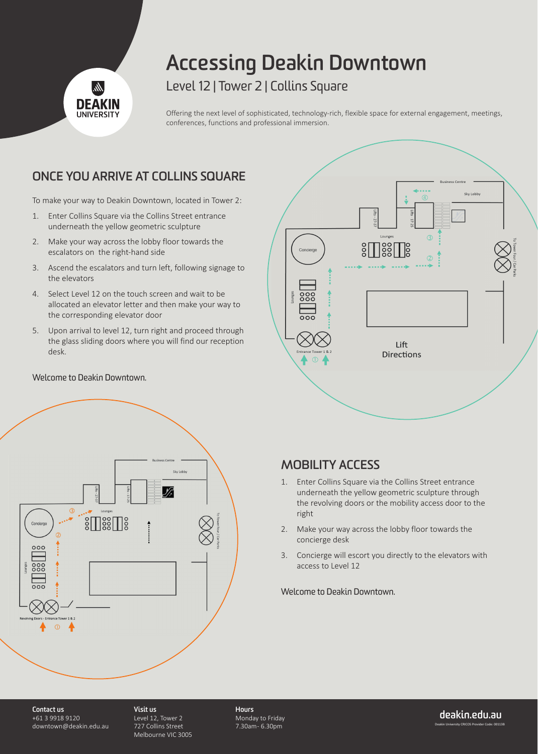# Accessing Deakin Downtown

## Level 12 | Tower 2 | Collins Square

Offering the next level of sophisticated, technology-rich, flexible space for external engagement, meetings, conferences, functions and professional immersion.

## ONCE YOU ARRIVE AT COLLINS SQUARE

To make your way to Deakin Downtown, located in Tower 2:

1. Enter Collins Square via the Collins Street entrance underneath the yellow geometric sculpture
2. Make your way across the lobby floor towards the escalators on the right-hand side
3. Ascend the escalators and turn left, following signage to the elevators
4. Select Level 12 on the touch screen and wait to be allocated an elevator letter and then make your way to the corresponding elevator door
5. Upon arrival to level 12, turn right and proceed through the glass sliding doors where you will find our reception desk.

Welcome to Deakin Downtown.

Business Centre
Sky Lobby
Lifts - 27-37
Lifts - 17-25
Lounges
Concierge
To Tower Four / Car Parks
Entrance Tower 1 & 2
Lift Directions

Business Centre
Sky Lobby
Lifts - 27-37
Lifts - 17-25
Lounges
Concierge
To Tower Four / Car Parks
Revolving Doors - Entrance Tower 1 & 2

## MOBILITY ACCESS

1. Enter Collins Square via the Collins Street entrance underneath the yellow geometric sculpture through the revolving doors or the mobility access door to the right
2. Make your way across the lobby floor towards the concierge desk
3. Concierge will escort you directly to the elevators with access to Level 12

Welcome to Deakin Downtown.

**Contact us**
+61 3 9918 9120
downtown@deakin.edu.au

**Visit us**
Level 12, Tower 2
727 Collins Street
Melbourne VIC 3005

**Hours**
Monday to Friday
7.30am - 6.30pm

deakin.edu.au
Deakin University CRICOS Provider Code: 00113B